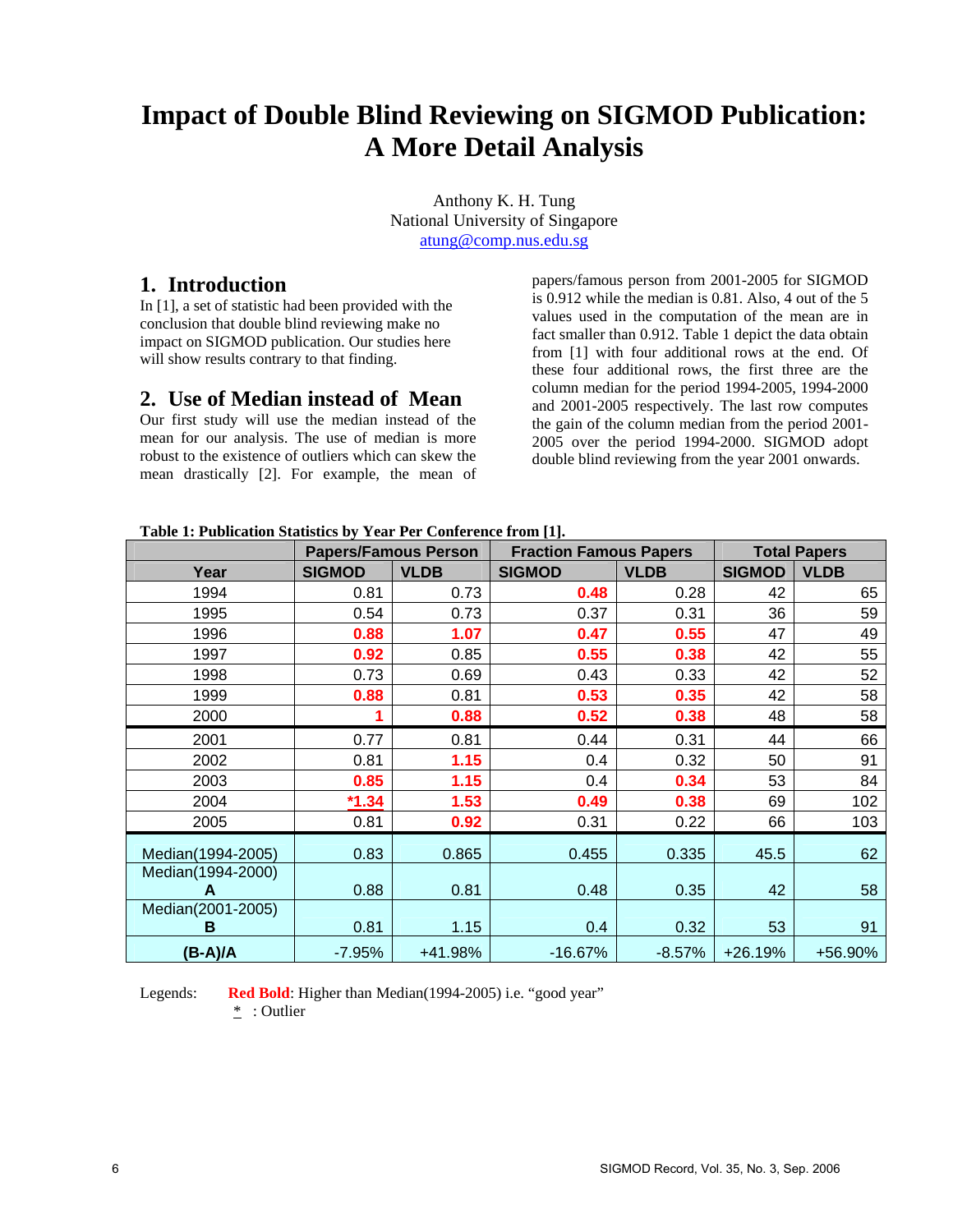# Impact of Double Blind Reviewing on SIGMOD Publication: A More Detail Analysis

Anthony K. H. Tung
National University of Singapore
atung@comp.nus.edu.sg

## 1. Introduction

In [1], a set of statistic had been provided with the conclusion that double blind reviewing make no impact on SIGMOD publication. Our studies here will show results contrary to that finding.

## 2. Use of Median instead of Mean

Our first study will use the median instead of the mean for our analysis. The use of median is more robust to the existence of outliers which can skew the mean drastically [2]. For example, the mean of papers/famous person from 2001-2005 for SIGMOD is 0.912 while the median is 0.81. Also, 4 out of the 5 values used in the computation of the mean are in fact smaller than 0.912. Table 1 depict the data obtain from [1] with four additional rows at the end. Of these four additional rows, the first three are the column median for the period 1994-2005, 1994-2000 and 2001-2005 respectively. The last row computes the gain of the column median from the period 2001-2005 over the period 1994-2000. SIGMOD adopt double blind reviewing from the year 2001 onwards.

**Table 1: Publication Statistics by Year Per Conference from [1].**

| | Papers/Famous Person | | Fraction Famous Papers | | Total Papers | |
|---|---|---|---|---|---|---|
| **Year** | **SIGMOD** | **VLDB** | **SIGMOD** | **VLDB** | **SIGMOD** | **VLDB** |
| 1994 | 0.81 | 0.73 | **0.48** | 0.28 | 42 | 65 |
| 1995 | 0.54 | 0.73 | 0.37 | 0.31 | 36 | 59 |
| 1996 | **0.88** | **1.07** | **0.47** | **0.55** | 47 | 49 |
| 1997 | **0.92** | 0.85 | **0.55** | **0.38** | 42 | 55 |
| 1998 | 0.73 | 0.69 | 0.43 | 0.33 | 42 | 52 |
| 1999 | **0.88** | 0.81 | **0.53** | **0.35** | 42 | 58 |
| 2000 | **1** | **0.88** | **0.52** | **0.38** | 48 | 58 |
| 2001 | 0.77 | 0.81 | 0.44 | 0.31 | 44 | 66 |
| 2002 | 0.81 | **1.15** | 0.4 | 0.32 | 50 | 91 |
| 2003 | **0.85** | **1.15** | 0.4 | **0.34** | 53 | 84 |
| 2004 | **<u>*1.34</u>** | **1.53** | **0.49** | **0.38** | 69 | 102 |
| 2005 | 0.81 | **0.92** | 0.31 | 0.22 | 66 | 103 |
| Median(1994-2005) | 0.83 | 0.865 | 0.455 | 0.335 | 45.5 | 62 |
| Median(1994-2000) **A** | 0.88 | 0.81 | 0.48 | 0.35 | 42 | 58 |
| Median(2001-2005) **B** | 0.81 | 1.15 | 0.4 | 0.32 | 53 | 91 |
| **(B-A)/A** | -7.95% | +41.98% | -16.67% | -8.57% | +26.19% | +56.90% |

Legends: **Red Bold**: Higher than Median(1994-2005) i.e. "good year"
<u>*</u> : Outlier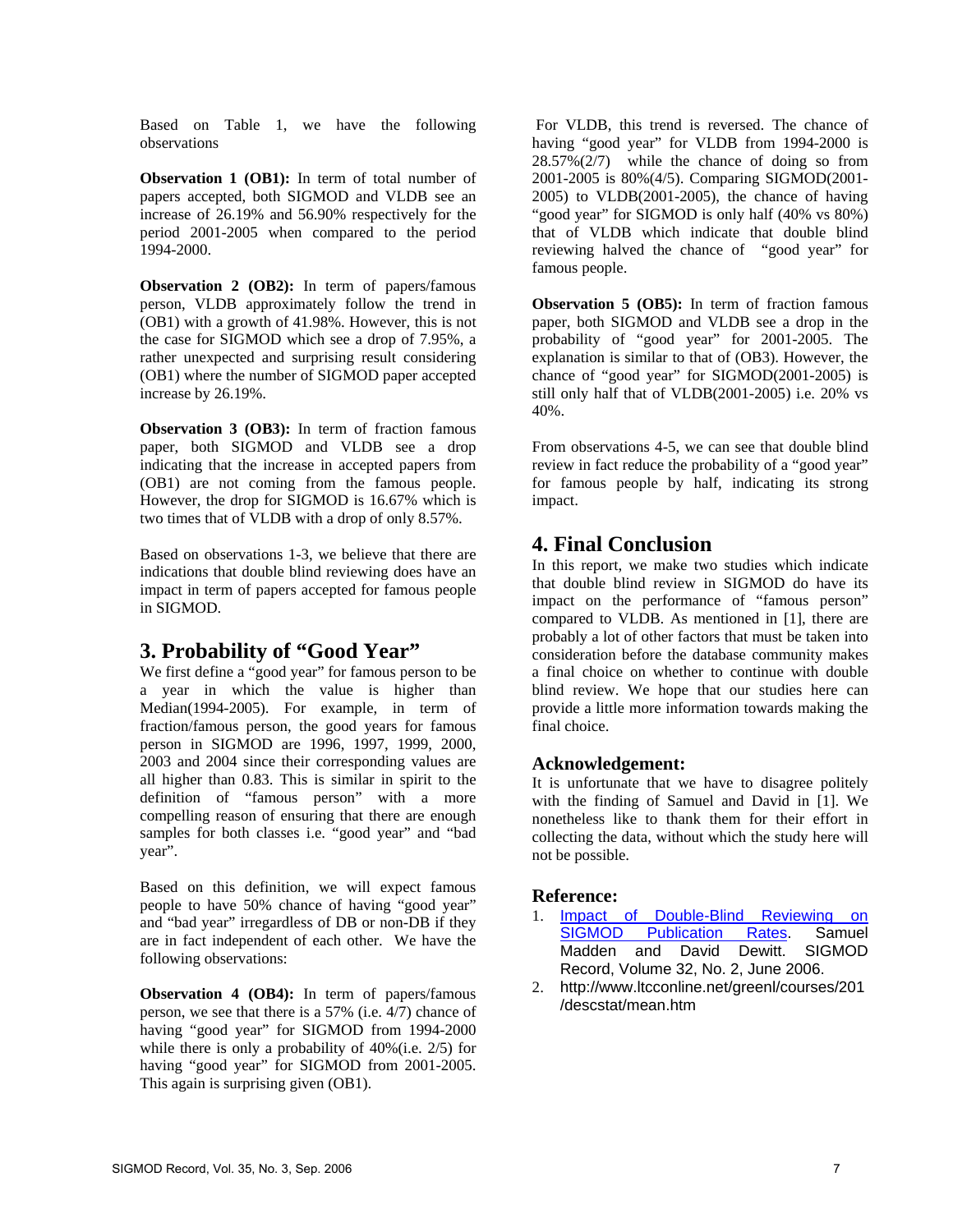Based on Table 1, we have the following observations

**Observation 1 (OB1):** In term of total number of papers accepted, both SIGMOD and VLDB see an increase of 26.19% and 56.90% respectively for the period 2001-2005 when compared to the period 1994-2000.

**Observation 2 (OB2):** In term of papers/famous person, VLDB approximately follow the trend in (OB1) with a growth of 41.98%. However, this is not the case for SIGMOD which see a drop of 7.95%, a rather unexpected and surprising result considering (OB1) where the number of SIGMOD paper accepted increase by 26.19%.

**Observation 3 (OB3):** In term of fraction famous paper, both SIGMOD and VLDB see a drop indicating that the increase in accepted papers from (OB1) are not coming from the famous people. However, the drop for SIGMOD is 16.67% which is two times that of VLDB with a drop of only 8.57%.

Based on observations 1-3, we believe that there are indications that double blind reviewing does have an impact in term of papers accepted for famous people in SIGMOD.

## 3. Probability of "Good Year"

We first define a "good year" for famous person to be a year in which the value is higher than Median(1994-2005). For example, in term of fraction/famous person, the good years for famous person in SIGMOD are 1996, 1997, 1999, 2000, 2003 and 2004 since their corresponding values are all higher than 0.83. This is similar in spirit to the definition of "famous person" with a more compelling reason of ensuring that there are enough samples for both classes i.e. "good year" and "bad year".

Based on this definition, we will expect famous people to have 50% chance of having "good year" and "bad year" irregardless of DB or non-DB if they are in fact independent of each other. We have the following observations:

**Observation 4 (OB4):** In term of papers/famous person, we see that there is a 57% (i.e. 4/7) chance of having "good year" for SIGMOD from 1994-2000 while there is only a probability of 40%(i.e. 2/5) for having "good year" for SIGMOD from 2001-2005. This again is surprising given (OB1).

For VLDB, this trend is reversed. The chance of having "good year" for VLDB from 1994-2000 is 28.57%(2/7) while the chance of doing so from 2001-2005 is 80%(4/5). Comparing SIGMOD(2001-2005) to VLDB(2001-2005), the chance of having "good year" for SIGMOD is only half (40% vs 80%) that of VLDB which indicate that double blind reviewing halved the chance of "good year" for famous people.

**Observation 5 (OB5):** In term of fraction famous paper, both SIGMOD and VLDB see a drop in the probability of "good year" for 2001-2005. The explanation is similar to that of (OB3). However, the chance of "good year" for SIGMOD(2001-2005) is still only half that of VLDB(2001-2005) i.e. 20% vs 40%.

From observations 4-5, we can see that double blind review in fact reduce the probability of a "good year" for famous people by half, indicating its strong impact.

## 4. Final Conclusion

In this report, we make two studies which indicate that double blind review in SIGMOD do have its impact on the performance of "famous person" compared to VLDB. As mentioned in [1], there are probably a lot of other factors that must be taken into consideration before the database community makes a final choice on whether to continue with double blind review. We hope that our studies here can provide a little more information towards making the final choice.

### Acknowledgement:

It is unfortunate that we have to disagree politely with the finding of Samuel and David in [1]. We nonetheless like to thank them for their effort in collecting the data, without which the study here will not be possible.

### Reference:

1. Impact of Double-Blind Reviewing on SIGMOD Publication Rates. Samuel Madden and David Dewitt. SIGMOD Record, Volume 32, No. 2, June 2006.
2. http://www.ltcconline.net/greenl/courses/201/descstat/mean.htm